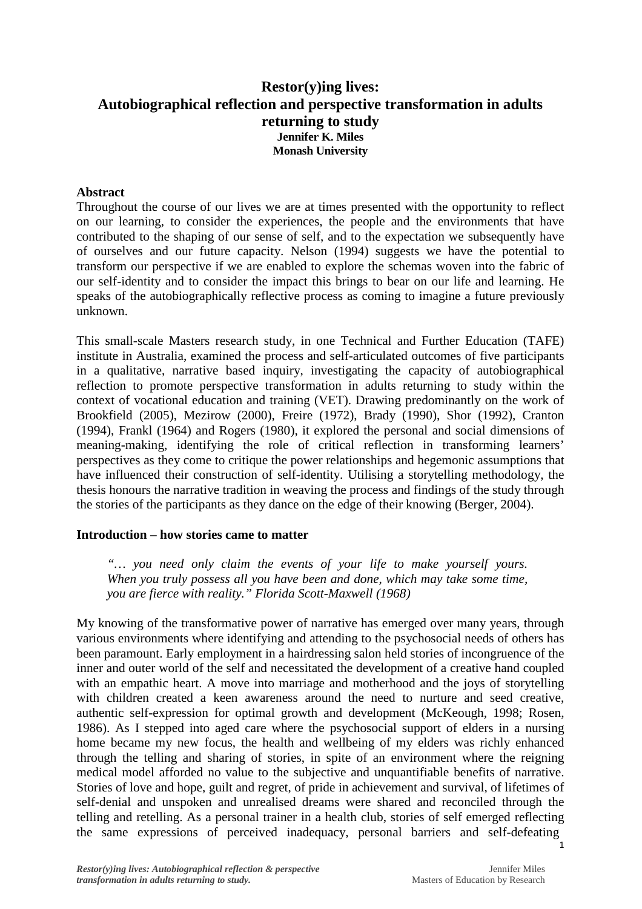# Restor(y)ing lives: Autobiographical reflection and perspective transformation in adults returning to study

**Jennifer K. Miles**
**Monash University**

## Abstract

Throughout the course of our lives we are at times presented with the opportunity to reflect on our learning, to consider the experiences, the people and the environments that have contributed to the shaping of our sense of self, and to the expectation we subsequently have of ourselves and our future capacity. Nelson (1994) suggests we have the potential to transform our perspective if we are enabled to explore the schemas woven into the fabric of our self-identity and to consider the impact this brings to bear on our life and learning. He speaks of the autobiographically reflective process as coming to imagine a future previously unknown.

This small-scale Masters research study, in one Technical and Further Education (TAFE) institute in Australia, examined the process and self-articulated outcomes of five participants in a qualitative, narrative based inquiry, investigating the capacity of autobiographical reflection to promote perspective transformation in adults returning to study within the context of vocational education and training (VET). Drawing predominantly on the work of Brookfield (2005), Mezirow (2000), Freire (1972), Brady (1990), Shor (1992), Cranton (1994), Frankl (1964) and Rogers (1980), it explored the personal and social dimensions of meaning-making, identifying the role of critical reflection in transforming learners' perspectives as they come to critique the power relationships and hegemonic assumptions that have influenced their construction of self-identity. Utilising a storytelling methodology, the thesis honours the narrative tradition in weaving the process and findings of the study through the stories of the participants as they dance on the edge of their knowing (Berger, 2004).

## Introduction – how stories came to matter

> *"… you need only claim the events of your life to make yourself yours. When you truly possess all you have been and done, which may take some time, you are fierce with reality." Florida Scott-Maxwell (1968)*

My knowing of the transformative power of narrative has emerged over many years, through various environments where identifying and attending to the psychosocial needs of others has been paramount. Early employment in a hairdressing salon held stories of incongruence of the inner and outer world of the self and necessitated the development of a creative hand coupled with an empathic heart. A move into marriage and motherhood and the joys of storytelling with children created a keen awareness around the need to nurture and seed creative, authentic self-expression for optimal growth and development (McKeough, 1998; Rosen, 1986). As I stepped into aged care where the psychosocial support of elders in a nursing home became my new focus, the health and wellbeing of my elders was richly enhanced through the telling and sharing of stories, in spite of an environment where the reigning medical model afforded no value to the subjective and unquantifiable benefits of narrative. Stories of love and hope, guilt and regret, of pride in achievement and survival, of lifetimes of self-denial and unspoken and unrealised dreams were shared and reconciled through the telling and retelling. As a personal trainer in a health club, stories of self emerged reflecting the same expressions of perceived inadequacy, personal barriers and self-defeating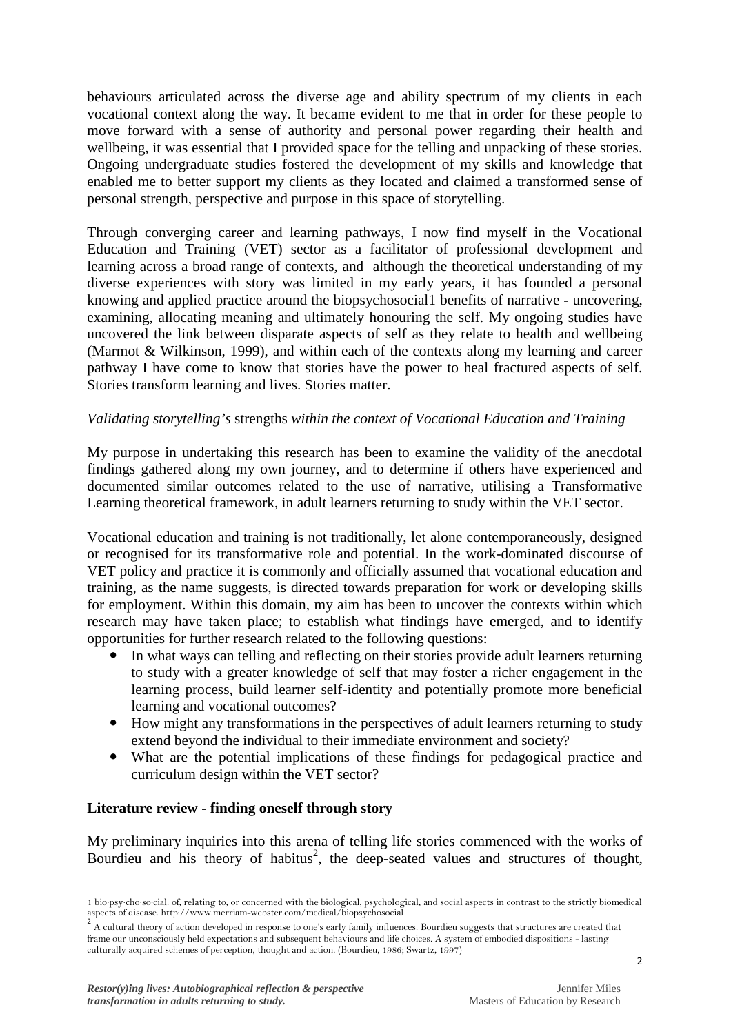behaviours articulated across the diverse age and ability spectrum of my clients in each vocational context along the way. It became evident to me that in order for these people to move forward with a sense of authority and personal power regarding their health and wellbeing, it was essential that I provided space for the telling and unpacking of these stories. Ongoing undergraduate studies fostered the development of my skills and knowledge that enabled me to better support my clients as they located and claimed a transformed sense of personal strength, perspective and purpose in this space of storytelling.

Through converging career and learning pathways, I now find myself in the Vocational Education and Training (VET) sector as a facilitator of professional development and learning across a broad range of contexts, and although the theoretical understanding of my diverse experiences with story was limited in my early years, it has founded a personal knowing and applied practice around the biopsychosocial[1] benefits of narrative - uncovering, examining, allocating meaning and ultimately honouring the self. My ongoing studies have uncovered the link between disparate aspects of self as they relate to health and wellbeing (Marmot & Wilkinson, 1999), and within each of the contexts along my learning and career pathway I have come to know that stories have the power to heal fractured aspects of self. Stories transform learning and lives. Stories matter.

*Validating storytelling's* strengths *within the context of Vocational Education and Training*

My purpose in undertaking this research has been to examine the validity of the anecdotal findings gathered along my own journey, and to determine if others have experienced and documented similar outcomes related to the use of narrative, utilising a Transformative Learning theoretical framework, in adult learners returning to study within the VET sector.

Vocational education and training is not traditionally, let alone contemporaneously, designed or recognised for its transformative role and potential. In the work-dominated discourse of VET policy and practice it is commonly and officially assumed that vocational education and training, as the name suggests, is directed towards preparation for work or developing skills for employment. Within this domain, my aim has been to uncover the contexts within which research may have taken place; to establish what findings have emerged, and to identify opportunities for further research related to the following questions:

- In what ways can telling and reflecting on their stories provide adult learners returning to study with a greater knowledge of self that may foster a richer engagement in the learning process, build learner self-identity and potentially promote more beneficial learning and vocational outcomes?
- How might any transformations in the perspectives of adult learners returning to study extend beyond the individual to their immediate environment and society?
- What are the potential implications of these findings for pedagogical practice and curriculum design within the VET sector?

**Literature review - finding oneself through story**

My preliminary inquiries into this arena of telling life stories commenced with the works of Bourdieu and his theory of habitus[2], the deep-seated values and structures of thought,

---

[1] bio·psy·cho·so·cial: of, relating to, or concerned with the biological, psychological, and social aspects in contrast to the strictly biomedical aspects of disease. http://www.merriam-webster.com/medical/biopsychosocial

[2] A cultural theory of action developed in response to one's early family influences. Bourdieu suggests that structures are created that frame our unconsciously held expectations and subsequent behaviours and life choices. A system of embodied dispositions - lasting culturally acquired schemes of perception, thought and action. (Bourdieu, 1986; Swartz, 1997)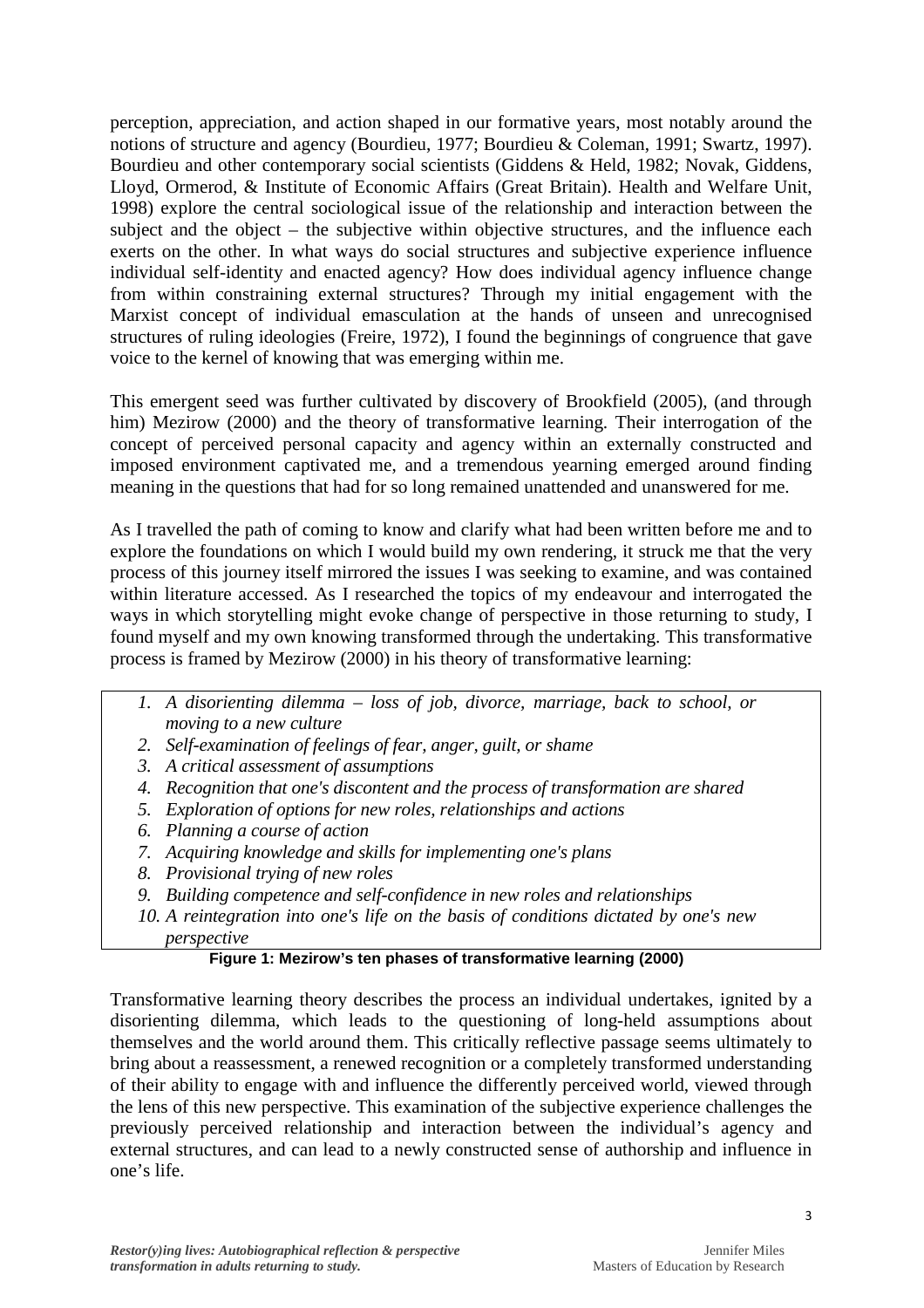perception, appreciation, and action shaped in our formative years, most notably around the notions of structure and agency (Bourdieu, 1977; Bourdieu & Coleman, 1991; Swartz, 1997). Bourdieu and other contemporary social scientists (Giddens & Held, 1982; Novak, Giddens, Lloyd, Ormerod, & Institute of Economic Affairs (Great Britain). Health and Welfare Unit, 1998) explore the central sociological issue of the relationship and interaction between the subject and the object – the subjective within objective structures, and the influence each exerts on the other. In what ways do social structures and subjective experience influence individual self-identity and enacted agency? How does individual agency influence change from within constraining external structures? Through my initial engagement with the Marxist concept of individual emasculation at the hands of unseen and unrecognised structures of ruling ideologies (Freire, 1972), I found the beginnings of congruence that gave voice to the kernel of knowing that was emerging within me.

This emergent seed was further cultivated by discovery of Brookfield (2005), (and through him) Mezirow (2000) and the theory of transformative learning. Their interrogation of the concept of perceived personal capacity and agency within an externally constructed and imposed environment captivated me, and a tremendous yearning emerged around finding meaning in the questions that had for so long remained unattended and unanswered for me.

As I travelled the path of coming to know and clarify what had been written before me and to explore the foundations on which I would build my own rendering, it struck me that the very process of this journey itself mirrored the issues I was seeking to examine, and was contained within literature accessed. As I researched the topics of my endeavour and interrogated the ways in which storytelling might evoke change of perspective in those returning to study, I found myself and my own knowing transformed through the undertaking. This transformative process is framed by Mezirow (2000) in his theory of transformative learning:

1. *A disorienting dilemma – loss of job, divorce, marriage, back to school, or moving to a new culture*
2. *Self-examination of feelings of fear, anger, guilt, or shame*
3. *A critical assessment of assumptions*
4. *Recognition that one's discontent and the process of transformation are shared*
5. *Exploration of options for new roles, relationships and actions*
6. *Planning a course of action*
7. *Acquiring knowledge and skills for implementing one's plans*
8. *Provisional trying of new roles*
9. *Building competence and self-confidence in new roles and relationships*
10. *A reintegration into one's life on the basis of conditions dictated by one's new perspective*

**Figure 1: Mezirow's ten phases of transformative learning (2000)**

Transformative learning theory describes the process an individual undertakes, ignited by a disorienting dilemma, which leads to the questioning of long-held assumptions about themselves and the world around them. This critically reflective passage seems ultimately to bring about a reassessment, a renewed recognition or a completely transformed understanding of their ability to engage with and influence the differently perceived world, viewed through the lens of this new perspective. This examination of the subjective experience challenges the previously perceived relationship and interaction between the individual's agency and external structures, and can lead to a newly constructed sense of authorship and influence in one's life.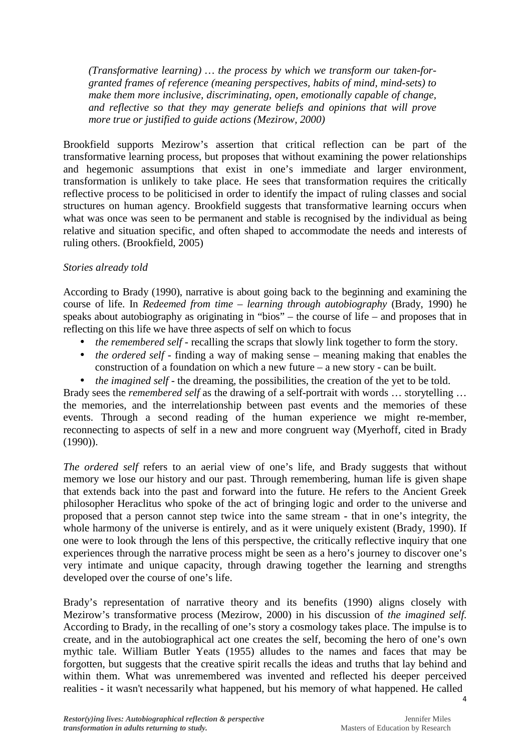*(Transformative learning) … the process by which we transform our taken-for-granted frames of reference (meaning perspectives, habits of mind, mind-sets) to make them more inclusive, discriminating, open, emotionally capable of change, and reflective so that they may generate beliefs and opinions that will prove more true or justified to guide actions (Mezirow, 2000)*

Brookfield supports Mezirow's assertion that critical reflection can be part of the transformative learning process, but proposes that without examining the power relationships and hegemonic assumptions that exist in one's immediate and larger environment, transformation is unlikely to take place. He sees that transformation requires the critically reflective process to be politicised in order to identify the impact of ruling classes and social structures on human agency. Brookfield suggests that transformative learning occurs when what was once was seen to be permanent and stable is recognised by the individual as being relative and situation specific, and often shaped to accommodate the needs and interests of ruling others. (Brookfield, 2005)

*Stories already told*

According to Brady (1990), narrative is about going back to the beginning and examining the course of life. In *Redeemed from time – learning through autobiography* (Brady, 1990) he speaks about autobiography as originating in "bios" – the course of life – and proposes that in reflecting on this life we have three aspects of self on which to focus

- *the remembered self* - recalling the scraps that slowly link together to form the story.
- *the ordered self* - finding a way of making sense – meaning making that enables the construction of a foundation on which a new future – a new story - can be built.
- *the imagined self* - the dreaming, the possibilities, the creation of the yet to be told.

Brady sees the *remembered self* as the drawing of a self-portrait with words … storytelling … the memories, and the interrelationship between past events and the memories of these events. Through a second reading of the human experience we might re-member, reconnecting to aspects of self in a new and more congruent way (Myerhoff, cited in Brady (1990)).

*The ordered self* refers to an aerial view of one's life, and Brady suggests that without memory we lose our history and our past. Through remembering, human life is given shape that extends back into the past and forward into the future. He refers to the Ancient Greek philosopher Heraclitus who spoke of the act of bringing logic and order to the universe and proposed that a person cannot step twice into the same stream - that in one's integrity, the whole harmony of the universe is entirely, and as it were uniquely existent (Brady, 1990). If one were to look through the lens of this perspective, the critically reflective inquiry that one experiences through the narrative process might be seen as a hero's journey to discover one's very intimate and unique capacity, through drawing together the learning and strengths developed over the course of one's life.

Brady's representation of narrative theory and its benefits (1990) aligns closely with Mezirow's transformative process (Mezirow, 2000) in his discussion of *the imagined self*. According to Brady, in the recalling of one's story a cosmology takes place. The impulse is to create, and in the autobiographical act one creates the self, becoming the hero of one's own mythic tale. William Butler Yeats (1955) alludes to the names and faces that may be forgotten, but suggests that the creative spirit recalls the ideas and truths that lay behind and within them. What was unremembered was invented and reflected his deeper perceived realities - it wasn't necessarily what happened, but his memory of what happened. He called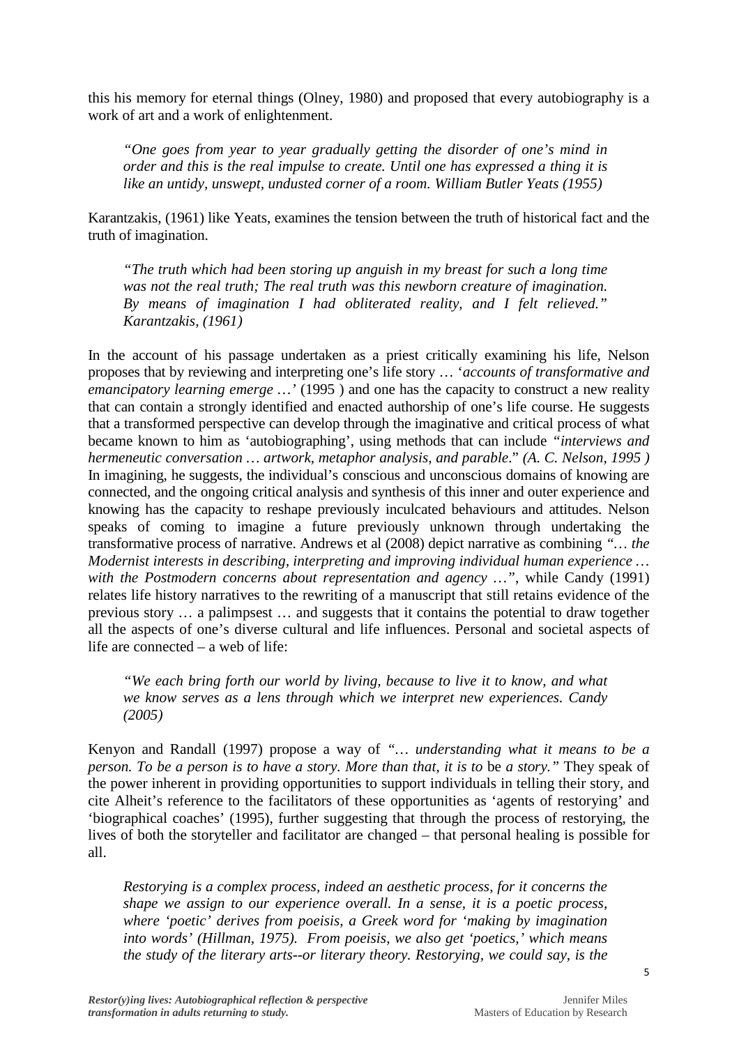this his memory for eternal things (Olney, 1980) and proposed that every autobiography is a work of art and a work of enlightenment.

> *"One goes from year to year gradually getting the disorder of one's mind in order and this is the real impulse to create. Until one has expressed a thing it is like an untidy, unswept, undusted corner of a room. William Butler Yeats (1955)*

Karantzakis, (1961) like Yeats, examines the tension between the truth of historical fact and the truth of imagination.

> *"The truth which had been storing up anguish in my breast for such a long time was not the real truth; The real truth was this newborn creature of imagination. By means of imagination I had obliterated reality, and I felt relieved." Karantzakis, (1961)*

In the account of his passage undertaken as a priest critically examining his life, Nelson proposes that by reviewing and interpreting one's life story … '*accounts of transformative and emancipatory learning emerge …*' (1995 ) and one has the capacity to construct a new reality that can contain a strongly identified and enacted authorship of one's life course. He suggests that a transformed perspective can develop through the imaginative and critical process of what became known to him as 'autobiographing', using methods that can include *"interviews and hermeneutic conversation … artwork, metaphor analysis, and parable*." *(A. C. Nelson, 1995 )* In imagining, he suggests, the individual's conscious and unconscious domains of knowing are connected, and the ongoing critical analysis and synthesis of this inner and outer experience and knowing has the capacity to reshape previously inculcated behaviours and attitudes. Nelson speaks of coming to imagine a future previously unknown through undertaking the transformative process of narrative. Andrews et al (2008) depict narrative as combining *"… the Modernist interests in describing, interpreting and improving individual human experience … with the Postmodern concerns about representation and agency …"*, while Candy (1991) relates life history narratives to the rewriting of a manuscript that still retains evidence of the previous story … a palimpsest … and suggests that it contains the potential to draw together all the aspects of one's diverse cultural and life influences. Personal and societal aspects of life are connected – a web of life:

> *"We each bring forth our world by living, because to live it to know, and what we know serves as a lens through which we interpret new experiences. Candy (2005)*

Kenyon and Randall (1997) propose a way of *"… understanding what it means to be a person. To be a person is to have a story. More than that, it is to* be *a story."* They speak of the power inherent in providing opportunities to support individuals in telling their story, and cite Alheit's reference to the facilitators of these opportunities as 'agents of restorying' and 'biographical coaches' (1995), further suggesting that through the process of restorying, the lives of both the storyteller and facilitator are changed – that personal healing is possible for all.

> *Restorying is a complex process, indeed an aesthetic process, for it concerns the shape we assign to our experience overall. In a sense, it is a poetic process, where 'poetic' derives from poeisis, a Greek word for 'making by imagination into words' (Hillman, 1975). From poeisis, we also get 'poetics,' which means the study of the literary arts--or literary theory. Restorying, we could say, is the*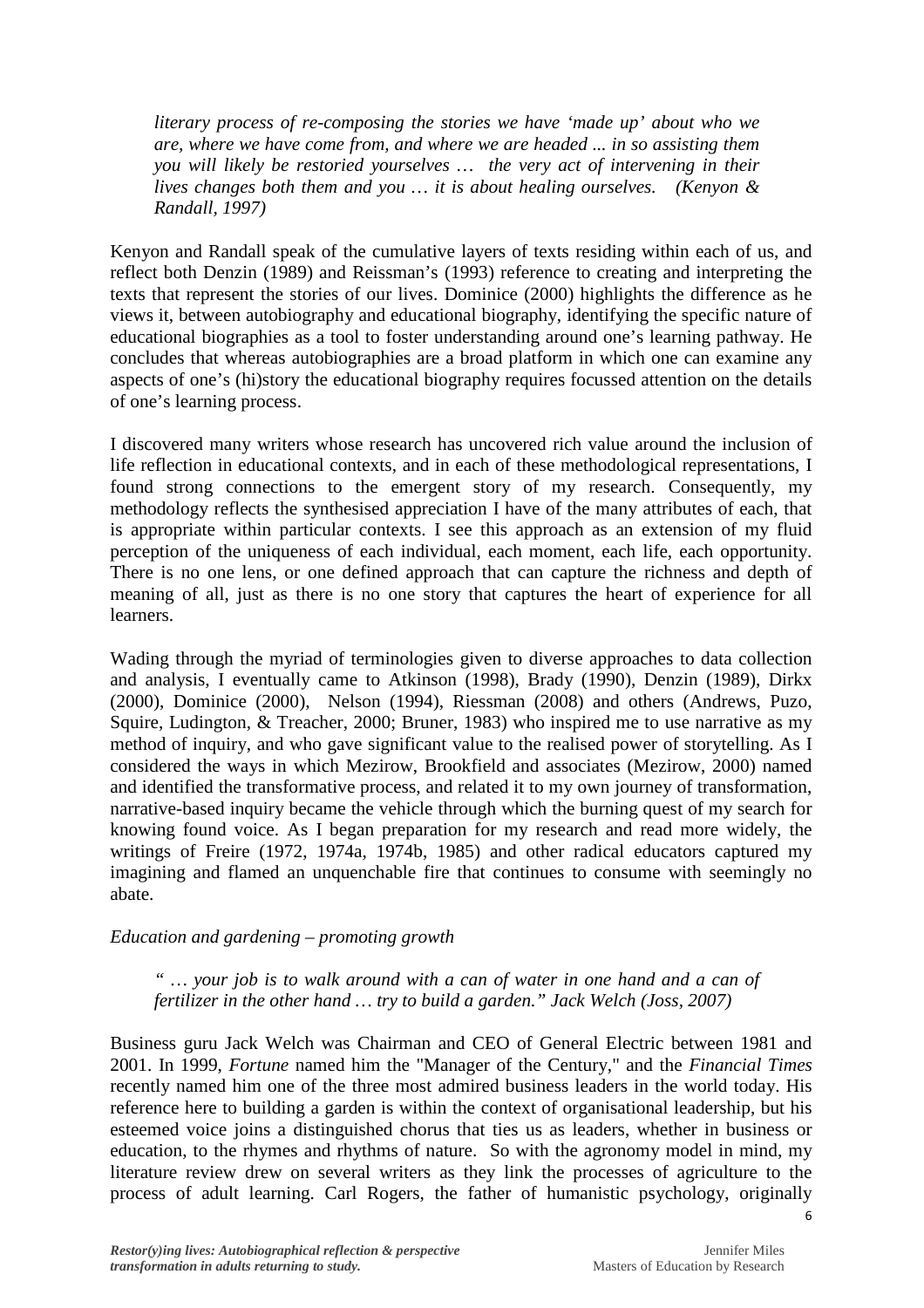> *literary process of re-composing the stories we have 'made up' about who we are, where we have come from, and where we are headed ... in so assisting them you will likely be restoried yourselves … the very act of intervening in their lives changes both them and you … it is about healing ourselves. (Kenyon & Randall, 1997)*

Kenyon and Randall speak of the cumulative layers of texts residing within each of us, and reflect both Denzin (1989) and Reissman's (1993) reference to creating and interpreting the texts that represent the stories of our lives. Dominice (2000) highlights the difference as he views it, between autobiography and educational biography, identifying the specific nature of educational biographies as a tool to foster understanding around one's learning pathway. He concludes that whereas autobiographies are a broad platform in which one can examine any aspects of one's (hi)story the educational biography requires focussed attention on the details of one's learning process.

I discovered many writers whose research has uncovered rich value around the inclusion of life reflection in educational contexts, and in each of these methodological representations, I found strong connections to the emergent story of my research. Consequently, my methodology reflects the synthesised appreciation I have of the many attributes of each, that is appropriate within particular contexts. I see this approach as an extension of my fluid perception of the uniqueness of each individual, each moment, each life, each opportunity. There is no one lens, or one defined approach that can capture the richness and depth of meaning of all, just as there is no one story that captures the heart of experience for all learners.

Wading through the myriad of terminologies given to diverse approaches to data collection and analysis, I eventually came to Atkinson (1998), Brady (1990), Denzin (1989), Dirkx (2000), Dominice (2000), Nelson (1994), Riessman (2008) and others (Andrews, Puzo, Squire, Ludington, & Treacher, 2000; Bruner, 1983) who inspired me to use narrative as my method of inquiry, and who gave significant value to the realised power of storytelling. As I considered the ways in which Mezirow, Brookfield and associates (Mezirow, 2000) named and identified the transformative process, and related it to my own journey of transformation, narrative-based inquiry became the vehicle through which the burning quest of my search for knowing found voice. As I began preparation for my research and read more widely, the writings of Freire (1972, 1974a, 1974b, 1985) and other radical educators captured my imagining and flamed an unquenchable fire that continues to consume with seemingly no abate.

*Education and gardening – promoting growth*

> *" … your job is to walk around with a can of water in one hand and a can of fertilizer in the other hand … try to build a garden." Jack Welch (Joss, 2007)*

Business guru Jack Welch was Chairman and CEO of General Electric between 1981 and 2001. In 1999, *Fortune* named him the "Manager of the Century," and the *Financial Times* recently named him one of the three most admired business leaders in the world today. His reference here to building a garden is within the context of organisational leadership, but his esteemed voice joins a distinguished chorus that ties us as leaders, whether in business or education, to the rhymes and rhythms of nature. So with the agronomy model in mind, my literature review drew on several writers as they link the processes of agriculture to the process of adult learning. Carl Rogers, the father of humanistic psychology, originally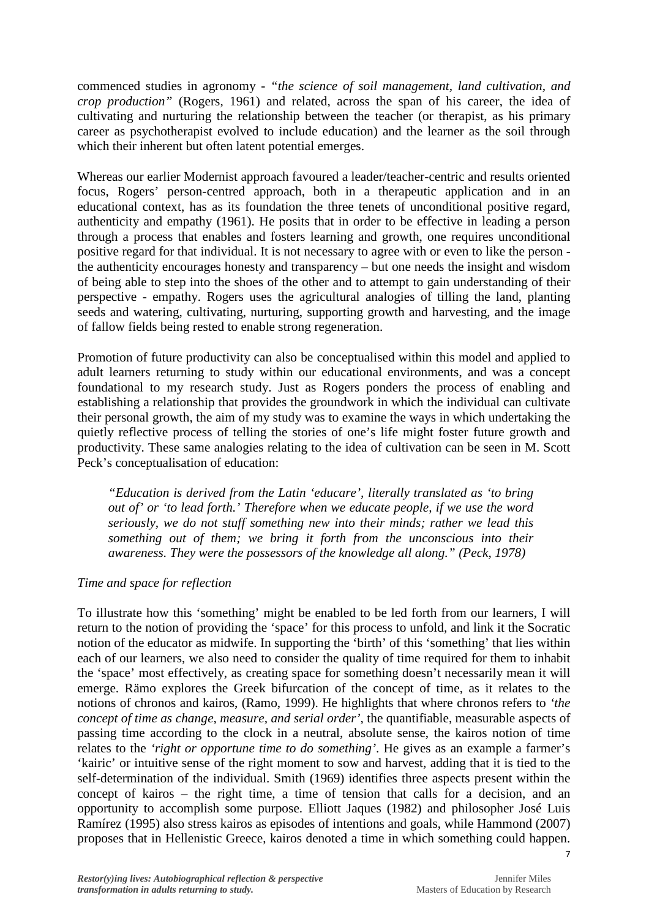commenced studies in agronomy - *"the science of soil management, land cultivation, and crop production"* (Rogers, 1961) and related, across the span of his career, the idea of cultivating and nurturing the relationship between the teacher (or therapist, as his primary career as psychotherapist evolved to include education) and the learner as the soil through which their inherent but often latent potential emerges.

Whereas our earlier Modernist approach favoured a leader/teacher-centric and results oriented focus, Rogers' person-centred approach, both in a therapeutic application and in an educational context, has as its foundation the three tenets of unconditional positive regard, authenticity and empathy (1961). He posits that in order to be effective in leading a person through a process that enables and fosters learning and growth, one requires unconditional positive regard for that individual. It is not necessary to agree with or even to like the person - the authenticity encourages honesty and transparency – but one needs the insight and wisdom of being able to step into the shoes of the other and to attempt to gain understanding of their perspective - empathy. Rogers uses the agricultural analogies of tilling the land, planting seeds and watering, cultivating, nurturing, supporting growth and harvesting, and the image of fallow fields being rested to enable strong regeneration.

Promotion of future productivity can also be conceptualised within this model and applied to adult learners returning to study within our educational environments, and was a concept foundational to my research study. Just as Rogers ponders the process of enabling and establishing a relationship that provides the groundwork in which the individual can cultivate their personal growth, the aim of my study was to examine the ways in which undertaking the quietly reflective process of telling the stories of one's life might foster future growth and productivity. These same analogies relating to the idea of cultivation can be seen in M. Scott Peck's conceptualisation of education:

> *"Education is derived from the Latin 'educare', literally translated as 'to bring out of' or 'to lead forth.' Therefore when we educate people, if we use the word seriously, we do not stuff something new into their minds; rather we lead this something out of them; we bring it forth from the unconscious into their awareness. They were the possessors of the knowledge all along." (Peck, 1978)*

*Time and space for reflection*

To illustrate how this 'something' might be enabled to be led forth from our learners, I will return to the notion of providing the 'space' for this process to unfold, and link it the Socratic notion of the educator as midwife. In supporting the 'birth' of this 'something' that lies within each of our learners, we also need to consider the quality of time required for them to inhabit the 'space' most effectively, as creating space for something doesn't necessarily mean it will emerge. Rämo explores the Greek bifurcation of the concept of time, as it relates to the notions of chronos and kairos, (Ramo, 1999). He highlights that where chronos refers to *'the concept of time as change, measure, and serial order'*, the quantifiable, measurable aspects of passing time according to the clock in a neutral, absolute sense, the kairos notion of time relates to the *'right or opportune time to do something'*. He gives as an example a farmer's 'kairic' or intuitive sense of the right moment to sow and harvest, adding that it is tied to the self-determination of the individual. Smith (1969) identifies three aspects present within the concept of kairos – the right time, a time of tension that calls for a decision, and an opportunity to accomplish some purpose. Elliott Jaques (1982) and philosopher José Luis Ramírez (1995) also stress kairos as episodes of intentions and goals, while Hammond (2007) proposes that in Hellenistic Greece, kairos denoted a time in which something could happen.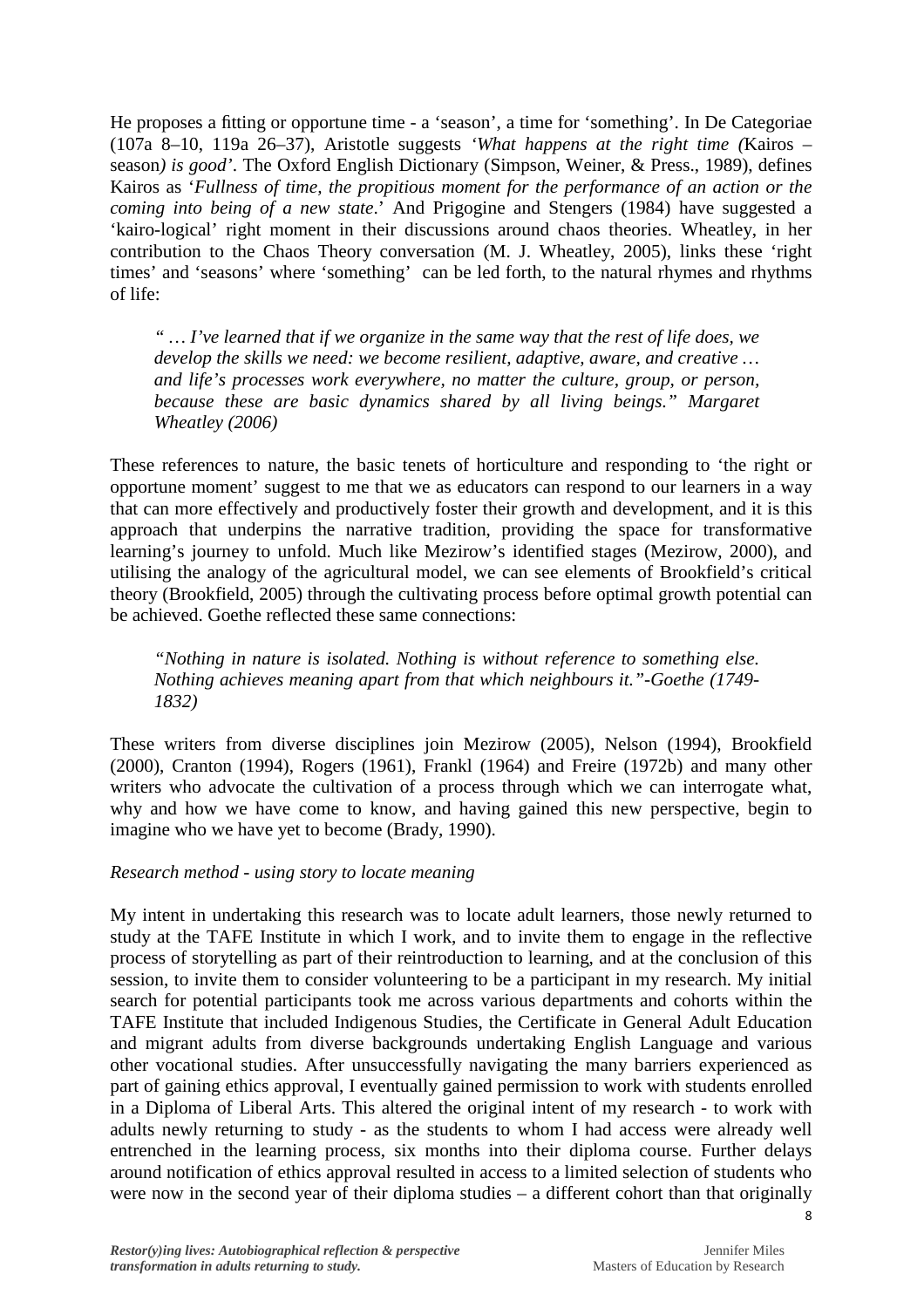He proposes a fitting or opportune time - a 'season', a time for 'something'. In De Categoriae (107a 8–10, 119a 26–37), Aristotle suggests '*What happens at the right time (*Kairos – season*) is good*'. The Oxford English Dictionary (Simpson, Weiner, & Press., 1989), defines Kairos as '*Fullness of time, the propitious moment for the performance of an action or the coming into being of a new state*.' And Prigogine and Stengers (1984) have suggested a 'kairo-logical' right moment in their discussions around chaos theories. Wheatley, in her contribution to the Chaos Theory conversation (M. J. Wheatley, 2005), links these 'right times' and 'seasons' where 'something' can be led forth, to the natural rhymes and rhythms of life:

> *" … I've learned that if we organize in the same way that the rest of life does, we develop the skills we need: we become resilient, adaptive, aware, and creative … and life's processes work everywhere, no matter the culture, group, or person, because these are basic dynamics shared by all living beings." Margaret Wheatley (2006)*

These references to nature, the basic tenets of horticulture and responding to 'the right or opportune moment' suggest to me that we as educators can respond to our learners in a way that can more effectively and productively foster their growth and development, and it is this approach that underpins the narrative tradition, providing the space for transformative learning's journey to unfold. Much like Mezirow's identified stages (Mezirow, 2000), and utilising the analogy of the agricultural model, we can see elements of Brookfield's critical theory (Brookfield, 2005) through the cultivating process before optimal growth potential can be achieved. Goethe reflected these same connections:

> *"Nothing in nature is isolated. Nothing is without reference to something else. Nothing achieves meaning apart from that which neighbours it."-Goethe (1749-1832)*

These writers from diverse disciplines join Mezirow (2005), Nelson (1994), Brookfield (2000), Cranton (1994), Rogers (1961), Frankl (1964) and Freire (1972b) and many other writers who advocate the cultivation of a process through which we can interrogate what, why and how we have come to know, and having gained this new perspective, begin to imagine who we have yet to become (Brady, 1990).

*Research method - using story to locate meaning*

My intent in undertaking this research was to locate adult learners, those newly returned to study at the TAFE Institute in which I work, and to invite them to engage in the reflective process of storytelling as part of their reintroduction to learning, and at the conclusion of this session, to invite them to consider volunteering to be a participant in my research. My initial search for potential participants took me across various departments and cohorts within the TAFE Institute that included Indigenous Studies, the Certificate in General Adult Education and migrant adults from diverse backgrounds undertaking English Language and various other vocational studies. After unsuccessfully navigating the many barriers experienced as part of gaining ethics approval, I eventually gained permission to work with students enrolled in a Diploma of Liberal Arts. This altered the original intent of my research - to work with adults newly returning to study - as the students to whom I had access were already well entrenched in the learning process, six months into their diploma course. Further delays around notification of ethics approval resulted in access to a limited selection of students who were now in the second year of their diploma studies – a different cohort than that originally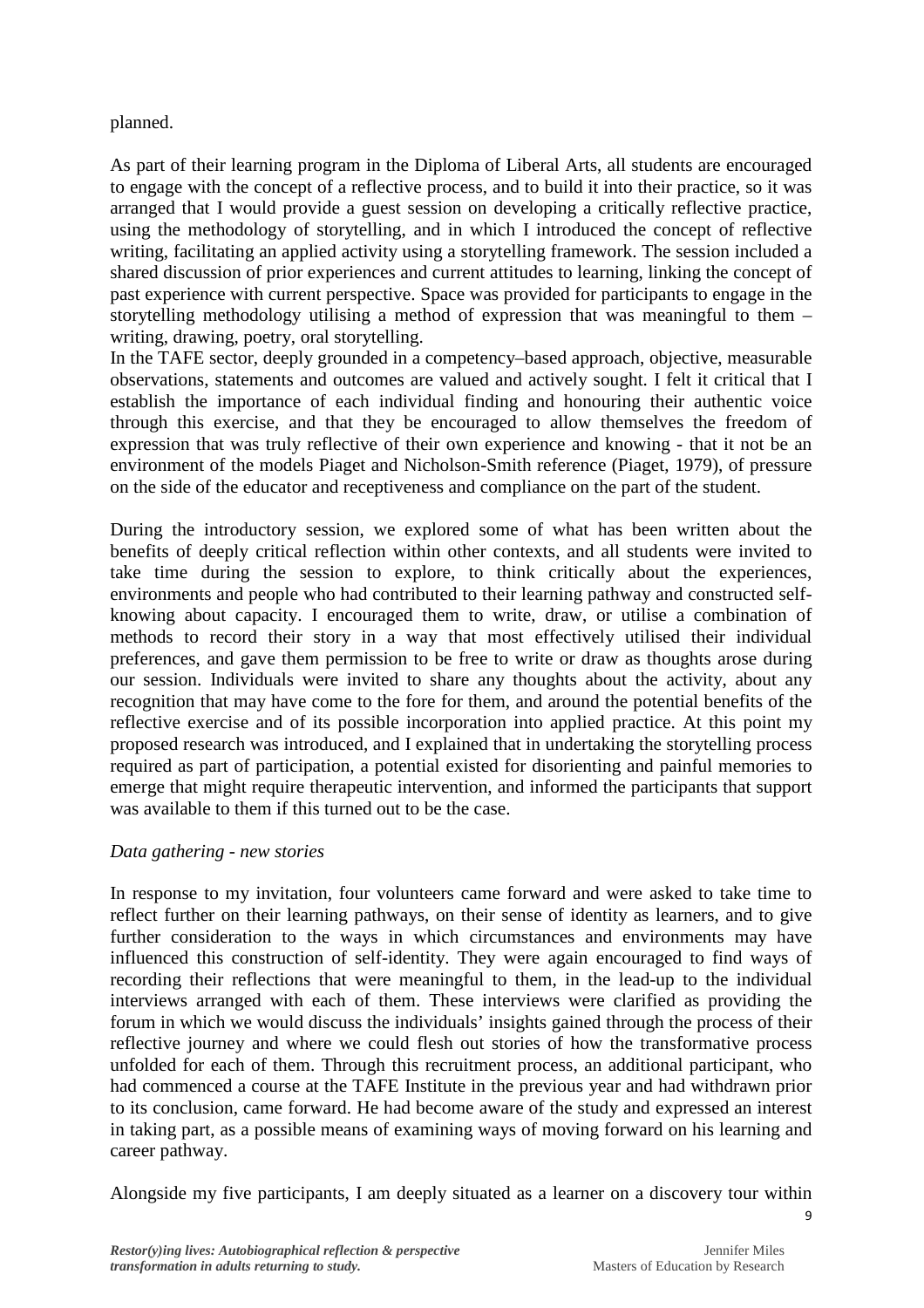planned.

As part of their learning program in the Diploma of Liberal Arts, all students are encouraged to engage with the concept of a reflective process, and to build it into their practice, so it was arranged that I would provide a guest session on developing a critically reflective practice, using the methodology of storytelling, and in which I introduced the concept of reflective writing, facilitating an applied activity using a storytelling framework. The session included a shared discussion of prior experiences and current attitudes to learning, linking the concept of past experience with current perspective. Space was provided for participants to engage in the storytelling methodology utilising a method of expression that was meaningful to them – writing, drawing, poetry, oral storytelling.

In the TAFE sector, deeply grounded in a competency–based approach, objective, measurable observations, statements and outcomes are valued and actively sought. I felt it critical that I establish the importance of each individual finding and honouring their authentic voice through this exercise, and that they be encouraged to allow themselves the freedom of expression that was truly reflective of their own experience and knowing - that it not be an environment of the models Piaget and Nicholson-Smith reference (Piaget, 1979), of pressure on the side of the educator and receptiveness and compliance on the part of the student.

During the introductory session, we explored some of what has been written about the benefits of deeply critical reflection within other contexts, and all students were invited to take time during the session to explore, to think critically about the experiences, environments and people who had contributed to their learning pathway and constructed self-knowing about capacity. I encouraged them to write, draw, or utilise a combination of methods to record their story in a way that most effectively utilised their individual preferences, and gave them permission to be free to write or draw as thoughts arose during our session. Individuals were invited to share any thoughts about the activity, about any recognition that may have come to the fore for them, and around the potential benefits of the reflective exercise and of its possible incorporation into applied practice. At this point my proposed research was introduced, and I explained that in undertaking the storytelling process required as part of participation, a potential existed for disorienting and painful memories to emerge that might require therapeutic intervention, and informed the participants that support was available to them if this turned out to be the case.

*Data gathering - new stories*

In response to my invitation, four volunteers came forward and were asked to take time to reflect further on their learning pathways, on their sense of identity as learners, and to give further consideration to the ways in which circumstances and environments may have influenced this construction of self-identity. They were again encouraged to find ways of recording their reflections that were meaningful to them, in the lead-up to the individual interviews arranged with each of them. These interviews were clarified as providing the forum in which we would discuss the individuals' insights gained through the process of their reflective journey and where we could flesh out stories of how the transformative process unfolded for each of them. Through this recruitment process, an additional participant, who had commenced a course at the TAFE Institute in the previous year and had withdrawn prior to its conclusion, came forward. He had become aware of the study and expressed an interest in taking part, as a possible means of examining ways of moving forward on his learning and career pathway.

Alongside my five participants, I am deeply situated as a learner on a discovery tour within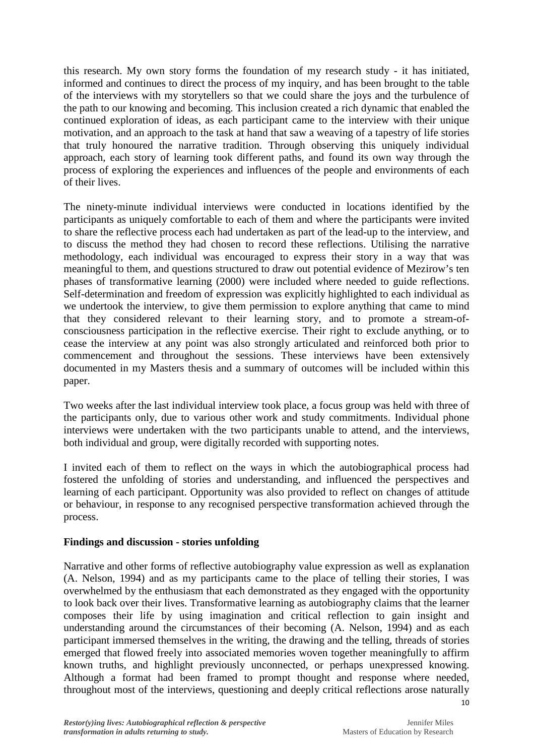this research. My own story forms the foundation of my research study - it has initiated, informed and continues to direct the process of my inquiry, and has been brought to the table of the interviews with my storytellers so that we could share the joys and the turbulence of the path to our knowing and becoming. This inclusion created a rich dynamic that enabled the continued exploration of ideas, as each participant came to the interview with their unique motivation, and an approach to the task at hand that saw a weaving of a tapestry of life stories that truly honoured the narrative tradition. Through observing this uniquely individual approach, each story of learning took different paths, and found its own way through the process of exploring the experiences and influences of the people and environments of each of their lives.

The ninety-minute individual interviews were conducted in locations identified by the participants as uniquely comfortable to each of them and where the participants were invited to share the reflective process each had undertaken as part of the lead-up to the interview, and to discuss the method they had chosen to record these reflections. Utilising the narrative methodology, each individual was encouraged to express their story in a way that was meaningful to them, and questions structured to draw out potential evidence of Mezirow's ten phases of transformative learning (2000) were included where needed to guide reflections. Self-determination and freedom of expression was explicitly highlighted to each individual as we undertook the interview, to give them permission to explore anything that came to mind that they considered relevant to their learning story, and to promote a stream-of-consciousness participation in the reflective exercise. Their right to exclude anything, or to cease the interview at any point was also strongly articulated and reinforced both prior to commencement and throughout the sessions. These interviews have been extensively documented in my Masters thesis and a summary of outcomes will be included within this paper.

Two weeks after the last individual interview took place, a focus group was held with three of the participants only, due to various other work and study commitments. Individual phone interviews were undertaken with the two participants unable to attend, and the interviews, both individual and group, were digitally recorded with supporting notes.

I invited each of them to reflect on the ways in which the autobiographical process had fostered the unfolding of stories and understanding, and influenced the perspectives and learning of each participant. Opportunity was also provided to reflect on changes of attitude or behaviour, in response to any recognised perspective transformation achieved through the process.

**Findings and discussion - stories unfolding**

Narrative and other forms of reflective autobiography value expression as well as explanation (A. Nelson, 1994) and as my participants came to the place of telling their stories, I was overwhelmed by the enthusiasm that each demonstrated as they engaged with the opportunity to look back over their lives. Transformative learning as autobiography claims that the learner composes their life by using imagination and critical reflection to gain insight and understanding around the circumstances of their becoming (A. Nelson, 1994) and as each participant immersed themselves in the writing, the drawing and the telling, threads of stories emerged that flowed freely into associated memories woven together meaningfully to affirm known truths, and highlight previously unconnected, or perhaps unexpressed knowing. Although a format had been framed to prompt thought and response where needed, throughout most of the interviews, questioning and deeply critical reflections arose naturally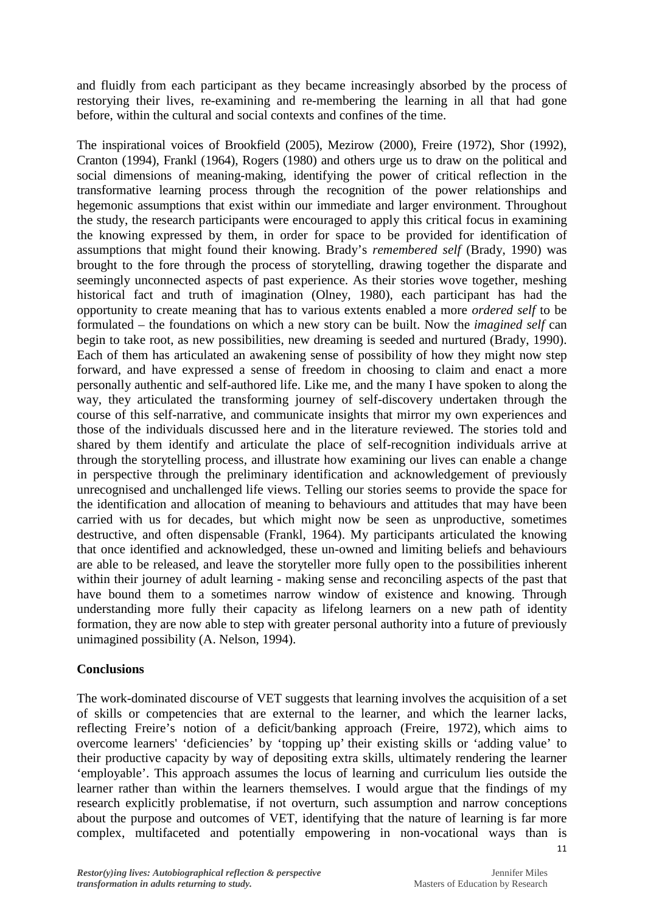and fluidly from each participant as they became increasingly absorbed by the process of restorying their lives, re-examining and re-membering the learning in all that had gone before, within the cultural and social contexts and confines of the time.

The inspirational voices of Brookfield (2005), Mezirow (2000), Freire (1972), Shor (1992), Cranton (1994), Frankl (1964), Rogers (1980) and others urge us to draw on the political and social dimensions of meaning-making, identifying the power of critical reflection in the transformative learning process through the recognition of the power relationships and hegemonic assumptions that exist within our immediate and larger environment. Throughout the study, the research participants were encouraged to apply this critical focus in examining the knowing expressed by them, in order for space to be provided for identification of assumptions that might found their knowing. Brady's *remembered self* (Brady, 1990) was brought to the fore through the process of storytelling, drawing together the disparate and seemingly unconnected aspects of past experience. As their stories wove together, meshing historical fact and truth of imagination (Olney, 1980), each participant has had the opportunity to create meaning that has to various extents enabled a more *ordered self* to be formulated – the foundations on which a new story can be built. Now the *imagined self* can begin to take root, as new possibilities, new dreaming is seeded and nurtured (Brady, 1990). Each of them has articulated an awakening sense of possibility of how they might now step forward, and have expressed a sense of freedom in choosing to claim and enact a more personally authentic and self-authored life. Like me, and the many I have spoken to along the way, they articulated the transforming journey of self-discovery undertaken through the course of this self-narrative, and communicate insights that mirror my own experiences and those of the individuals discussed here and in the literature reviewed. The stories told and shared by them identify and articulate the place of self-recognition individuals arrive at through the storytelling process, and illustrate how examining our lives can enable a change in perspective through the preliminary identification and acknowledgement of previously unrecognised and unchallenged life views. Telling our stories seems to provide the space for the identification and allocation of meaning to behaviours and attitudes that may have been carried with us for decades, but which might now be seen as unproductive, sometimes destructive, and often dispensable (Frankl, 1964). My participants articulated the knowing that once identified and acknowledged, these un-owned and limiting beliefs and behaviours are able to be released, and leave the storyteller more fully open to the possibilities inherent within their journey of adult learning - making sense and reconciling aspects of the past that have bound them to a sometimes narrow window of existence and knowing. Through understanding more fully their capacity as lifelong learners on a new path of identity formation, they are now able to step with greater personal authority into a future of previously unimagined possibility (A. Nelson, 1994).

## Conclusions

The work-dominated discourse of VET suggests that learning involves the acquisition of a set of skills or competencies that are external to the learner, and which the learner lacks, reflecting Freire's notion of a deficit/banking approach (Freire, 1972), which aims to overcome learners' 'deficiencies' by 'topping up' their existing skills or 'adding value' to their productive capacity by way of depositing extra skills, ultimately rendering the learner 'employable'. This approach assumes the locus of learning and curriculum lies outside the learner rather than within the learners themselves. I would argue that the findings of my research explicitly problematise, if not overturn, such assumption and narrow conceptions about the purpose and outcomes of VET, identifying that the nature of learning is far more complex, multifaceted and potentially empowering in non-vocational ways than is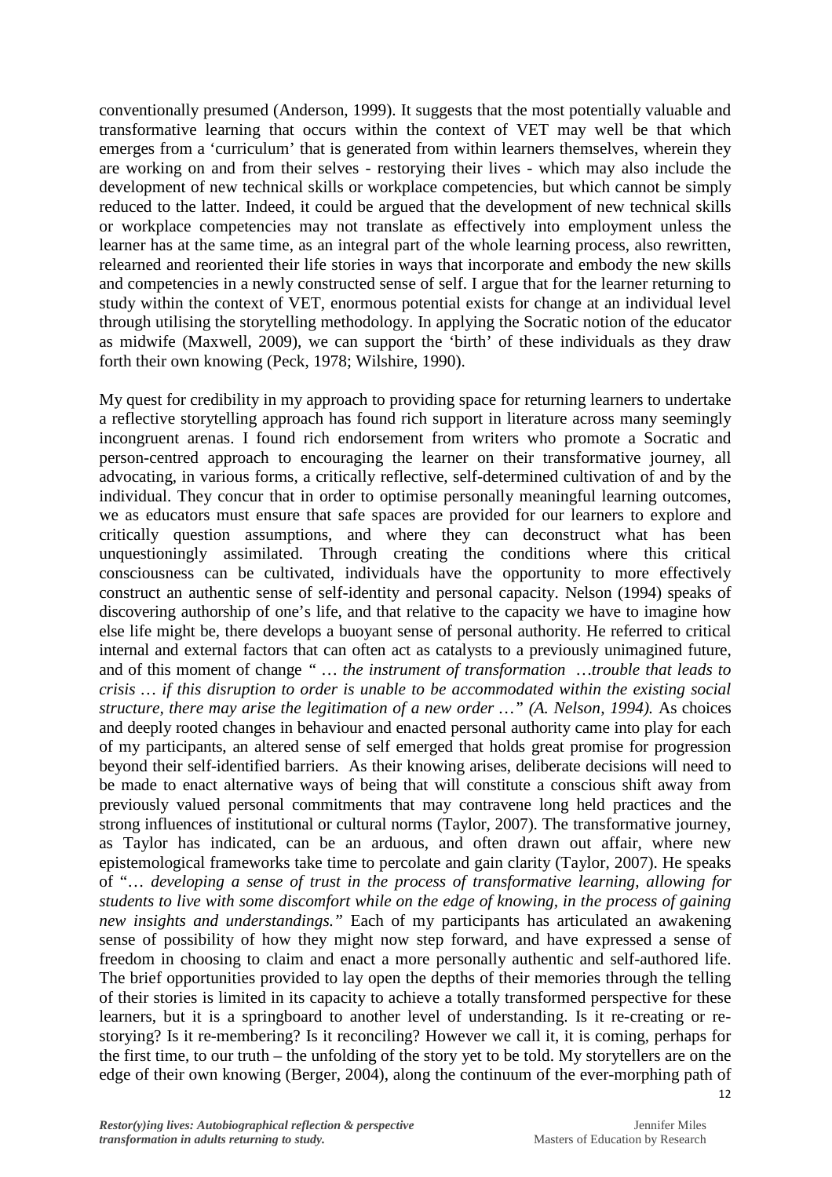conventionally presumed (Anderson, 1999). It suggests that the most potentially valuable and transformative learning that occurs within the context of VET may well be that which emerges from a 'curriculum' that is generated from within learners themselves, wherein they are working on and from their selves - restorying their lives - which may also include the development of new technical skills or workplace competencies, but which cannot be simply reduced to the latter. Indeed, it could be argued that the development of new technical skills or workplace competencies may not translate as effectively into employment unless the learner has at the same time, as an integral part of the whole learning process, also rewritten, relearned and reoriented their life stories in ways that incorporate and embody the new skills and competencies in a newly constructed sense of self. I argue that for the learner returning to study within the context of VET, enormous potential exists for change at an individual level through utilising the storytelling methodology. In applying the Socratic notion of the educator as midwife (Maxwell, 2009), we can support the 'birth' of these individuals as they draw forth their own knowing (Peck, 1978; Wilshire, 1990).

My quest for credibility in my approach to providing space for returning learners to undertake a reflective storytelling approach has found rich support in literature across many seemingly incongruent arenas. I found rich endorsement from writers who promote a Socratic and person-centred approach to encouraging the learner on their transformative journey, all advocating, in various forms, a critically reflective, self-determined cultivation of and by the individual. They concur that in order to optimise personally meaningful learning outcomes, we as educators must ensure that safe spaces are provided for our learners to explore and critically question assumptions, and where they can deconstruct what has been unquestioningly assimilated. Through creating the conditions where this critical consciousness can be cultivated, individuals have the opportunity to more effectively construct an authentic sense of self-identity and personal capacity. Nelson (1994) speaks of discovering authorship of one's life, and that relative to the capacity we have to imagine how else life might be, there develops a buoyant sense of personal authority. He referred to critical internal and external factors that can often act as catalysts to a previously unimagined future, and of this moment of change *" … the instrument of transformation …trouble that leads to crisis … if this disruption to order is unable to be accommodated within the existing social structure, there may arise the legitimation of a new order …" (A. Nelson, 1994).* As choices and deeply rooted changes in behaviour and enacted personal authority came into play for each of my participants, an altered sense of self emerged that holds great promise for progression beyond their self-identified barriers. As their knowing arises, deliberate decisions will need to be made to enact alternative ways of being that will constitute a conscious shift away from previously valued personal commitments that may contravene long held practices and the strong influences of institutional or cultural norms (Taylor, 2007). The transformative journey, as Taylor has indicated, can be an arduous, and often drawn out affair, where new epistemological frameworks take time to percolate and gain clarity (Taylor, 2007). He speaks of "*… developing a sense of trust in the process of transformative learning, allowing for students to live with some discomfort while on the edge of knowing, in the process of gaining new insights and understandings."* Each of my participants has articulated an awakening sense of possibility of how they might now step forward, and have expressed a sense of freedom in choosing to claim and enact a more personally authentic and self-authored life. The brief opportunities provided to lay open the depths of their memories through the telling of their stories is limited in its capacity to achieve a totally transformed perspective for these learners, but it is a springboard to another level of understanding. Is it re-creating or re-storying? Is it re-membering? Is it reconciling? However we call it, it is coming, perhaps for the first time, to our truth – the unfolding of the story yet to be told. My storytellers are on the edge of their own knowing (Berger, 2004), along the continuum of the ever-morphing path of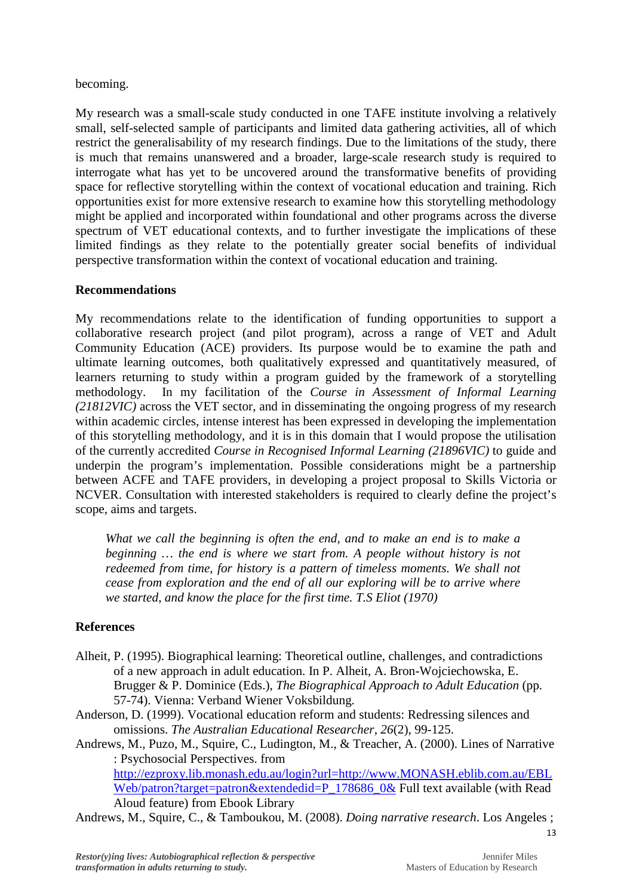becoming.

My research was a small-scale study conducted in one TAFE institute involving a relatively small, self-selected sample of participants and limited data gathering activities, all of which restrict the generalisability of my research findings. Due to the limitations of the study, there is much that remains unanswered and a broader, large-scale research study is required to interrogate what has yet to be uncovered around the transformative benefits of providing space for reflective storytelling within the context of vocational education and training. Rich opportunities exist for more extensive research to examine how this storytelling methodology might be applied and incorporated within foundational and other programs across the diverse spectrum of VET educational contexts, and to further investigate the implications of these limited findings as they relate to the potentially greater social benefits of individual perspective transformation within the context of vocational education and training.

## Recommendations

My recommendations relate to the identification of funding opportunities to support a collaborative research project (and pilot program), across a range of VET and Adult Community Education (ACE) providers. Its purpose would be to examine the path and ultimate learning outcomes, both qualitatively expressed and quantitatively measured, of learners returning to study within a program guided by the framework of a storytelling methodology. In my facilitation of the *Course in Assessment of Informal Learning (21812VIC)* across the VET sector, and in disseminating the ongoing progress of my research within academic circles, intense interest has been expressed in developing the implementation of this storytelling methodology, and it is in this domain that I would propose the utilisation of the currently accredited *Course in Recognised Informal Learning (21896VIC)* to guide and underpin the program's implementation. Possible considerations might be a partnership between ACFE and TAFE providers, in developing a project proposal to Skills Victoria or NCVER. Consultation with interested stakeholders is required to clearly define the project's scope, aims and targets.

> *What we call the beginning is often the end, and to make an end is to make a beginning … the end is where we start from. A people without history is not redeemed from time, for history is a pattern of timeless moments. We shall not cease from exploration and the end of all our exploring will be to arrive where we started, and know the place for the first time. T.S Eliot (1970)*

## References

Alheit, P. (1995). Biographical learning: Theoretical outline, challenges, and contradictions of a new approach in adult education. In P. Alheit, A. Bron-Wojciechowska, E. Brugger & P. Dominice (Eds.), *The Biographical Approach to Adult Education* (pp. 57-74). Vienna: Verband Wiener Voksbildung.

Anderson, D. (1999). Vocational education reform and students: Redressing silences and omissions. *The Australian Educational Researcher, 26*(2), 99-125.

Andrews, M., Puzo, M., Squire, C., Ludington, M., & Treacher, A. (2000). Lines of Narrative : Psychosocial Perspectives. from http://ezproxy.lib.monash.edu.au/login?url=http://www.MONASH.eblib.com.au/EBLWeb/patron?target=patron&extendedid=P_178686_0& Full text available (with Read Aloud feature) from Ebook Library

Andrews, M., Squire, C., & Tamboukou, M. (2008). *Doing narrative research*. Los Angeles ;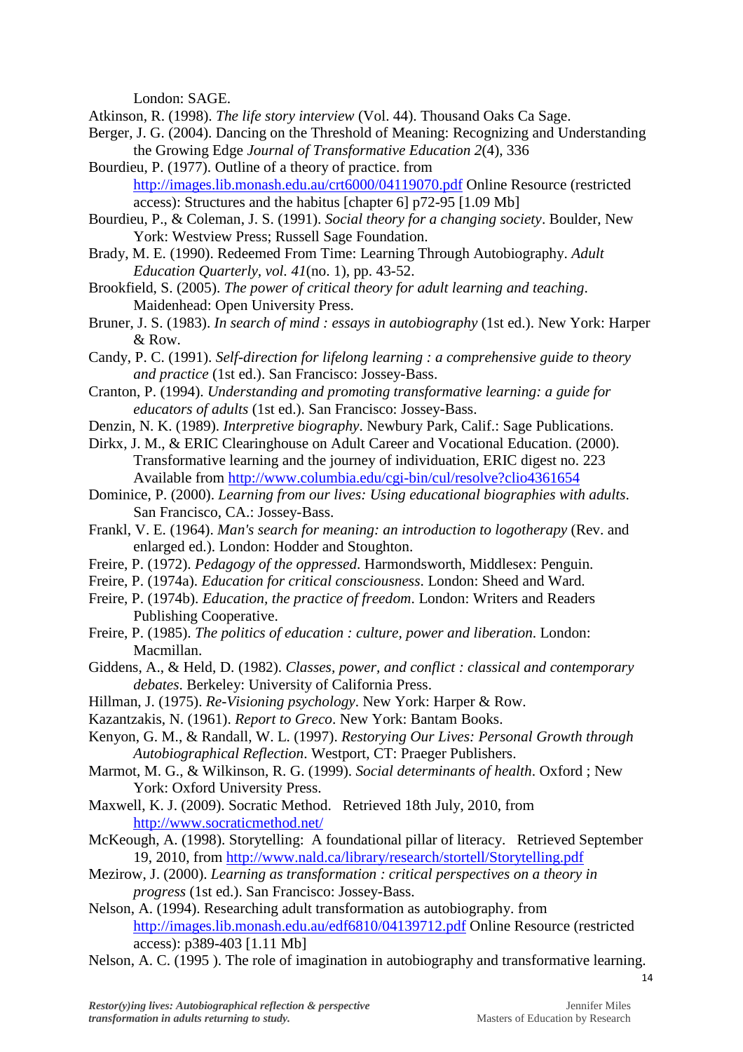London: SAGE.

Atkinson, R. (1998). *The life story interview* (Vol. 44). Thousand Oaks Ca Sage.

Berger, J. G. (2004). Dancing on the Threshold of Meaning: Recognizing and Understanding the Growing Edge *Journal of Transformative Education 2*(4), 336

Bourdieu, P. (1977). Outline of a theory of practice. from http://images.lib.monash.edu.au/crt6000/04119070.pdf Online Resource (restricted access): Structures and the habitus [chapter 6] p72-95 [1.09 Mb]

Bourdieu, P., & Coleman, J. S. (1991). *Social theory for a changing society*. Boulder, New York: Westview Press; Russell Sage Foundation.

Brady, M. E. (1990). Redeemed From Time: Learning Through Autobiography. *Adult Education Quarterly, vol. 41*(no. 1), pp. 43-52.

Brookfield, S. (2005). *The power of critical theory for adult learning and teaching*. Maidenhead: Open University Press.

Bruner, J. S. (1983). *In search of mind : essays in autobiography* (1st ed.). New York: Harper & Row.

Candy, P. C. (1991). *Self-direction for lifelong learning : a comprehensive guide to theory and practice* (1st ed.). San Francisco: Jossey-Bass.

Cranton, P. (1994). *Understanding and promoting transformative learning: a guide for educators of adults* (1st ed.). San Francisco: Jossey-Bass.

Denzin, N. K. (1989). *Interpretive biography*. Newbury Park, Calif.: Sage Publications.

Dirkx, J. M., & ERIC Clearinghouse on Adult Career and Vocational Education. (2000). Transformative learning and the journey of individuation, ERIC digest no. 223 Available from http://www.columbia.edu/cgi-bin/cul/resolve?clio4361654

Dominice, P. (2000). *Learning from our lives: Using educational biographies with adults*. San Francisco, CA.: Jossey-Bass.

Frankl, V. E. (1964). *Man's search for meaning: an introduction to logotherapy* (Rev. and enlarged ed.). London: Hodder and Stoughton.

Freire, P. (1972). *Pedagogy of the oppressed*. Harmondsworth, Middlesex: Penguin.

Freire, P. (1974a). *Education for critical consciousness*. London: Sheed and Ward.

Freire, P. (1974b). *Education, the practice of freedom*. London: Writers and Readers Publishing Cooperative.

Freire, P. (1985). *The politics of education : culture, power and liberation*. London: Macmillan.

Giddens, A., & Held, D. (1982). *Classes, power, and conflict : classical and contemporary debates*. Berkeley: University of California Press.

Hillman, J. (1975). *Re-Visioning psychology*. New York: Harper & Row.

Kazantzakis, N. (1961). *Report to Greco*. New York: Bantam Books.

Kenyon, G. M., & Randall, W. L. (1997). *Restorying Our Lives: Personal Growth through Autobiographical Reflection*. Westport, CT: Praeger Publishers.

Marmot, M. G., & Wilkinson, R. G. (1999). *Social determinants of health*. Oxford ; New York: Oxford University Press.

Maxwell, K. J. (2009). Socratic Method. Retrieved 18th July, 2010, from http://www.socraticmethod.net/

McKeough, A. (1998). Storytelling: A foundational pillar of literacy. Retrieved September 19, 2010, from http://www.nald.ca/library/research/stortell/Storytelling.pdf

Mezirow, J. (2000). *Learning as transformation : critical perspectives on a theory in progress* (1st ed.). San Francisco: Jossey-Bass.

Nelson, A. (1994). Researching adult transformation as autobiography. from http://images.lib.monash.edu.au/edf6810/04139712.pdf Online Resource (restricted access): p389-403 [1.11 Mb]

Nelson, A. C. (1995 ). The role of imagination in autobiography and transformative learning.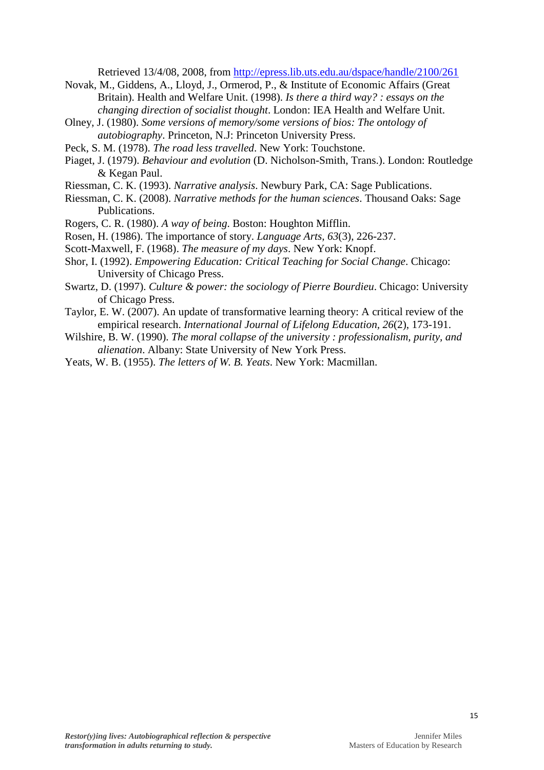Retrieved 13/4/08, 2008, from http://epress.lib.uts.edu.au/dspace/handle/2100/261

Novak, M., Giddens, A., Lloyd, J., Ormerod, P., & Institute of Economic Affairs (Great Britain). Health and Welfare Unit. (1998). *Is there a third way? : essays on the changing direction of socialist thought*. London: IEA Health and Welfare Unit.

Olney, J. (1980). *Some versions of memory/some versions of bios: The ontology of autobiography*. Princeton, N.J: Princeton University Press.

Peck, S. M. (1978). *The road less travelled*. New York: Touchstone.

Piaget, J. (1979). *Behaviour and evolution* (D. Nicholson-Smith, Trans.). London: Routledge & Kegan Paul.

Riessman, C. K. (1993). *Narrative analysis*. Newbury Park, CA: Sage Publications.

Riessman, C. K. (2008). *Narrative methods for the human sciences*. Thousand Oaks: Sage Publications.

Rogers, C. R. (1980). *A way of being*. Boston: Houghton Mifflin.

Rosen, H. (1986). The importance of story. *Language Arts, 63*(3), 226-237.

Scott-Maxwell, F. (1968). *The measure of my days*. New York: Knopf.

Shor, I. (1992). *Empowering Education: Critical Teaching for Social Change*. Chicago: University of Chicago Press.

Swartz, D. (1997). *Culture & power: the sociology of Pierre Bourdieu*. Chicago: University of Chicago Press.

Taylor, E. W. (2007). An update of transformative learning theory: A critical review of the empirical research. *International Journal of Lifelong Education, 26*(2), 173-191.

Wilshire, B. W. (1990). *The moral collapse of the university : professionalism, purity, and alienation*. Albany: State University of New York Press.

Yeats, W. B. (1955). *The letters of W. B. Yeats*. New York: Macmillan.